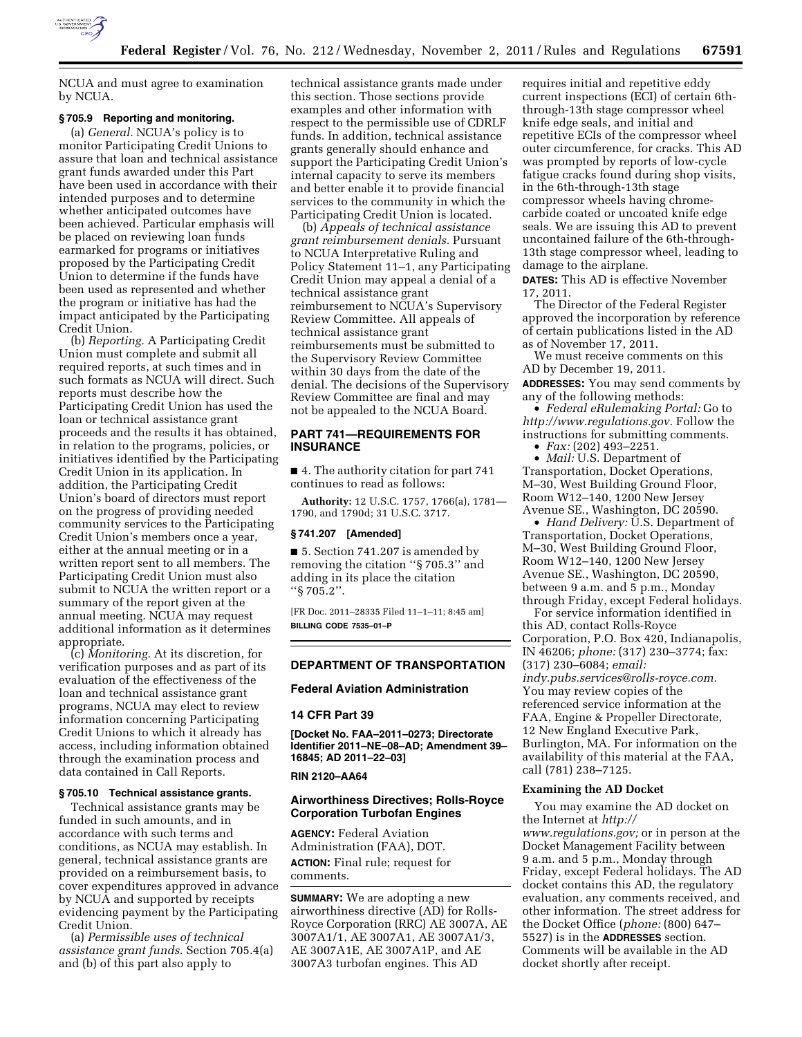NCUA and must agree to examination by NCUA.

### § 705.9 Reporting and monitoring.

(a) *General.* NCUA's policy is to monitor Participating Credit Unions to assure that loan and technical assistance grant funds awarded under this Part have been used in accordance with their intended purposes and to determine whether anticipated outcomes have been achieved. Particular emphasis will be placed on reviewing loan funds earmarked for programs or initiatives proposed by the Participating Credit Union to determine if the funds have been used as represented and whether the program or initiative has had the impact anticipated by the Participating Credit Union.

(b) *Reporting.* A Participating Credit Union must complete and submit all required reports, at such times and in such formats as NCUA will direct. Such reports must describe how the Participating Credit Union has used the loan or technical assistance grant proceeds and the results it has obtained, in relation to the programs, policies, or initiatives identified by the Participating Credit Union in its application. In addition, the Participating Credit Union's board of directors must report on the progress of providing needed community services to the Participating Credit Union's members once a year, either at the annual meeting or in a written report sent to all members. The Participating Credit Union must also submit to NCUA the written report or a summary of the report given at the annual meeting. NCUA may request additional information as it determines appropriate.

(c) *Monitoring.* At its discretion, for verification purposes and as part of its evaluation of the effectiveness of the loan and technical assistance grant programs, NCUA may elect to review information concerning Participating Credit Unions to which it already has access, including information obtained through the examination process and data contained in Call Reports.

### § 705.10 Technical assistance grants.

Technical assistance grants may be funded in such amounts, and in accordance with such terms and conditions, as NCUA may establish. In general, technical assistance grants are provided on a reimbursement basis, to cover expenditures approved in advance by NCUA and supported by receipts evidencing payment by the Participating Credit Union.

(a) *Permissible uses of technical assistance grant funds.* Section 705.4(a) and (b) of this part also apply to technical assistance grants made under this section. Those sections provide examples and other information with respect to the permissible use of CDRLF funds. In addition, technical assistance grants generally should enhance and support the Participating Credit Union's internal capacity to serve its members and better enable it to provide financial services to the community in which the Participating Credit Union is located.

(b) *Appeals of technical assistance grant reimbursement denials.* Pursuant to NCUA Interpretative Ruling and Policy Statement 11–1, any Participating Credit Union may appeal a denial of a technical assistance grant reimbursement to NCUA's Supervisory Review Committee. All appeals of technical assistance grant reimbursements must be submitted to the Supervisory Review Committee within 30 days from the date of the denial. The decisions of the Supervisory Review Committee are final and may not be appealed to the NCUA Board.

## PART 741—REQUIREMENTS FOR INSURANCE

■ 4. The authority citation for part 741 continues to read as follows:

**Authority:** 12 U.S.C. 1757, 1766(a), 1781—1790, and 1790d; 31 U.S.C. 3717.

### § 741.207 [Amended]

■ 5. Section 741.207 is amended by removing the citation "§ 705.3" and adding in its place the citation "§ 705.2".

[FR Doc. 2011–28335 Filed 11–1–11; 8:45 am]

**BILLING CODE 7535–01–P**

---

## DEPARTMENT OF TRANSPORTATION

### Federal Aviation Administration

### 14 CFR Part 39

**[Docket No. FAA–2011–0273; Directorate Identifier 2011–NE–08–AD; Amendment 39–16845; AD 2011–22–03]**

**RIN 2120–AA64**

### Airworthiness Directives; Rolls-Royce Corporation Turbofan Engines

**AGENCY:** Federal Aviation Administration (FAA), DOT.

**ACTION:** Final rule; request for comments.

**SUMMARY:** We are adopting a new airworthiness directive (AD) for Rolls-Royce Corporation (RRC) AE 3007A, AE 3007A1/1, AE 3007A1, AE 3007A1/3, AE 3007A1E, AE 3007A1P, and AE 3007A3 turbofan engines. This AD requires initial and repetitive eddy current inspections (ECI) of certain 6th-through-13th stage compressor wheel knife edge seals, and initial and repetitive ECIs of the compressor wheel outer circumference, for cracks. This AD was prompted by reports of low-cycle fatigue cracks found during shop visits, in the 6th-through-13th stage compressor wheels having chrome-carbide coated or uncoated knife edge seals. We are issuing this AD to prevent uncontained failure of the 6th-through-13th stage compressor wheel, leading to damage to the airplane.

**DATES:** This AD is effective November 17, 2011.

The Director of the Federal Register approved the incorporation by reference of certain publications listed in the AD as of November 17, 2011.

We must receive comments on this AD by December 19, 2011.

**ADDRESSES:** You may send comments by any of the following methods:

- *Federal eRulemaking Portal:* Go to *http://www.regulations.gov.* Follow the instructions for submitting comments.
- *Fax:* (202) 493–2251.
- *Mail:* U.S. Department of Transportation, Docket Operations, M–30, West Building Ground Floor, Room W12–140, 1200 New Jersey Avenue SE., Washington, DC 20590.
- *Hand Delivery:* U.S. Department of Transportation, Docket Operations, M–30, West Building Ground Floor, Room W12–140, 1200 New Jersey Avenue SE., Washington, DC 20590, between 9 a.m. and 5 p.m., Monday through Friday, except Federal holidays.

For service information identified in this AD, contact Rolls-Royce Corporation, P.O. Box 420, Indianapolis, IN 46206; *phone:* (317) 230–3774; fax: (317) 230–6084; *email: indy.pubs.services@rolls-royce.com.* You may review copies of the referenced service information at the FAA, Engine & Propeller Directorate, 12 New England Executive Park, Burlington, MA. For information on the availability of this material at the FAA, call (781) 238–7125.

#### Examining the AD Docket

You may examine the AD docket on the Internet at *http://www.regulations.gov;* or in person at the Docket Management Facility between 9 a.m. and 5 p.m., Monday through Friday, except Federal holidays. The AD docket contains this AD, the regulatory evaluation, any comments received, and other information. The street address for the Docket Office (*phone:* (800) 647–5527) is in the **ADDRESSES** section. Comments will be available in the AD docket shortly after receipt.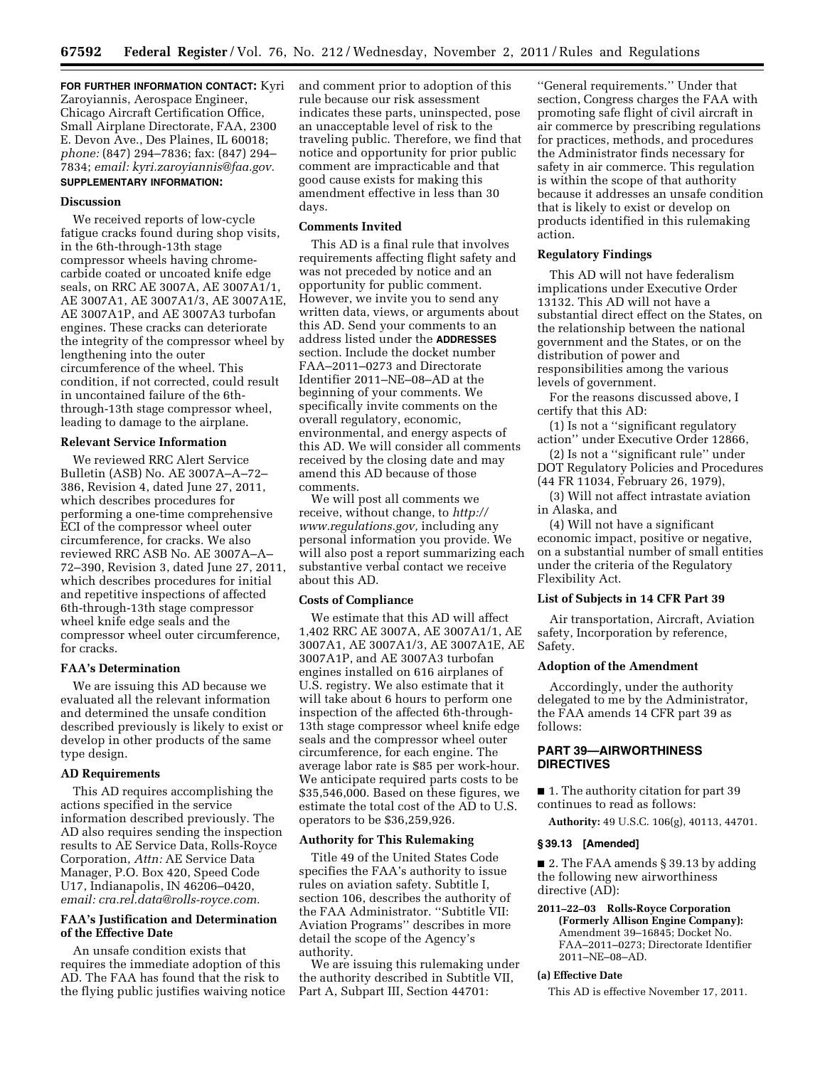**FOR FURTHER INFORMATION CONTACT:** Kyri Zaroyiannis, Aerospace Engineer, Chicago Aircraft Certification Office, Small Airplane Directorate, FAA, 2300 E. Devon Ave., Des Plaines, IL 60018; *phone:* (847) 294–7836; fax: (847) 294–7834; *email: kyri.zaroyiannis@faa.gov.*

**SUPPLEMENTARY INFORMATION:**

## Discussion

We received reports of low-cycle fatigue cracks found during shop visits, in the 6th-through-13th stage compressor wheels having chrome-carbide coated or uncoated knife edge seals, on RRC AE 3007A, AE 3007A1/1, AE 3007A1, AE 3007A1/3, AE 3007A1E, AE 3007A1P, and AE 3007A3 turbofan engines. These cracks can deteriorate the integrity of the compressor wheel by lengthening into the outer circumference of the wheel. This condition, if not corrected, could result in uncontained failure of the 6th-through-13th stage compressor wheel, leading to damage to the airplane.

## Relevant Service Information

We reviewed RRC Alert Service Bulletin (ASB) No. AE 3007A–A–72–386, Revision 4, dated June 27, 2011, which describes procedures for performing a one-time comprehensive ECI of the compressor wheel outer circumference, for cracks. We also reviewed RRC ASB No. AE 3007A–A–72–390, Revision 3, dated June 27, 2011, which describes procedures for initial and repetitive inspections of affected 6th-through-13th stage compressor wheel knife edge seals and the compressor wheel outer circumference, for cracks.

## FAA's Determination

We are issuing this AD because we evaluated all the relevant information and determined the unsafe condition described previously is likely to exist or develop in other products of the same type design.

## AD Requirements

This AD requires accomplishing the actions specified in the service information described previously. The AD also requires sending the inspection results to AE Service Data, Rolls-Royce Corporation, *Attn:* AE Service Data Manager, P.O. Box 420, Speed Code U17, Indianapolis, IN 46206–0420, *email: cra.rel.data@rolls-royce.com.*

## FAA's Justification and Determination of the Effective Date

An unsafe condition exists that requires the immediate adoption of this AD. The FAA has found that the risk to the flying public justifies waiving notice and comment prior to adoption of this rule because our risk assessment indicates these parts, uninspected, pose an unacceptable level of risk to the traveling public. Therefore, we find that notice and opportunity for prior public comment are impracticable and that good cause exists for making this amendment effective in less than 30 days.

## Comments Invited

This AD is a final rule that involves requirements affecting flight safety and was not preceded by notice and an opportunity for public comment. However, we invite you to send any written data, views, or arguments about this AD. Send your comments to an address listed under the **ADDRESSES** section. Include the docket number FAA–2011–0273 and Directorate Identifier 2011–NE–08–AD at the beginning of your comments. We specifically invite comments on the overall regulatory, economic, environmental, and energy aspects of this AD. We will consider all comments received by the closing date and may amend this AD because of those comments.

We will post all comments we receive, without change, to *http://www.regulations.gov,* including any personal information you provide. We will also post a report summarizing each substantive verbal contact we receive about this AD.

## Costs of Compliance

We estimate that this AD will affect 1,402 RRC AE 3007A, AE 3007A1/1, AE 3007A1, AE 3007A1/3, AE 3007A1E, AE 3007A1P, and AE 3007A3 turbofan engines installed on 616 airplanes of U.S. registry. We also estimate that it will take about 6 hours to perform one inspection of the affected 6th-through-13th stage compressor wheel knife edge seals and the compressor wheel outer circumference, for each engine. The average labor rate is $85 per work-hour. We anticipate required parts costs to be $35,546,000. Based on these figures, we estimate the total cost of the AD to U.S. operators to be $36,259,926.

## Authority for This Rulemaking

Title 49 of the United States Code specifies the FAA's authority to issue rules on aviation safety. Subtitle I, section 106, describes the authority of the FAA Administrator. "Subtitle VII: Aviation Programs" describes in more detail the scope of the Agency's authority.

We are issuing this rulemaking under the authority described in Subtitle VII, Part A, Subpart III, Section 44701: "General requirements." Under that section, Congress charges the FAA with promoting safe flight of civil aircraft in air commerce by prescribing regulations for practices, methods, and procedures the Administrator finds necessary for safety in air commerce. This regulation is within the scope of that authority because it addresses an unsafe condition that is likely to exist or develop on products identified in this rulemaking action.

## Regulatory Findings

This AD will not have federalism implications under Executive Order 13132. This AD will not have a substantial direct effect on the States, on the relationship between the national government and the States, or on the distribution of power and responsibilities among the various levels of government.

For the reasons discussed above, I certify that this AD:

(1) Is not a "significant regulatory action" under Executive Order 12866,

(2) Is not a "significant rule" under DOT Regulatory Policies and Procedures (44 FR 11034, February 26, 1979),

(3) Will not affect intrastate aviation in Alaska, and

(4) Will not have a significant economic impact, positive or negative, on a substantial number of small entities under the criteria of the Regulatory Flexibility Act.

## List of Subjects in 14 CFR Part 39

Air transportation, Aircraft, Aviation safety, Incorporation by reference, Safety.

## Adoption of the Amendment

Accordingly, under the authority delegated to me by the Administrator, the FAA amends 14 CFR part 39 as follows:

## PART 39—AIRWORTHINESS DIRECTIVES

■ 1. The authority citation for part 39 continues to read as follows:

**Authority:** 49 U.S.C. 106(g), 40113, 44701.

### § 39.13 [Amended]

■ 2. The FAA amends § 39.13 by adding the following new airworthiness directive (AD):

**2011–22–03 Rolls-Royce Corporation (Formerly Allison Engine Company):** Amendment 39–16845; Docket No. FAA–2011–0273; Directorate Identifier 2011–NE–08–AD.

### (a) Effective Date

This AD is effective November 17, 2011.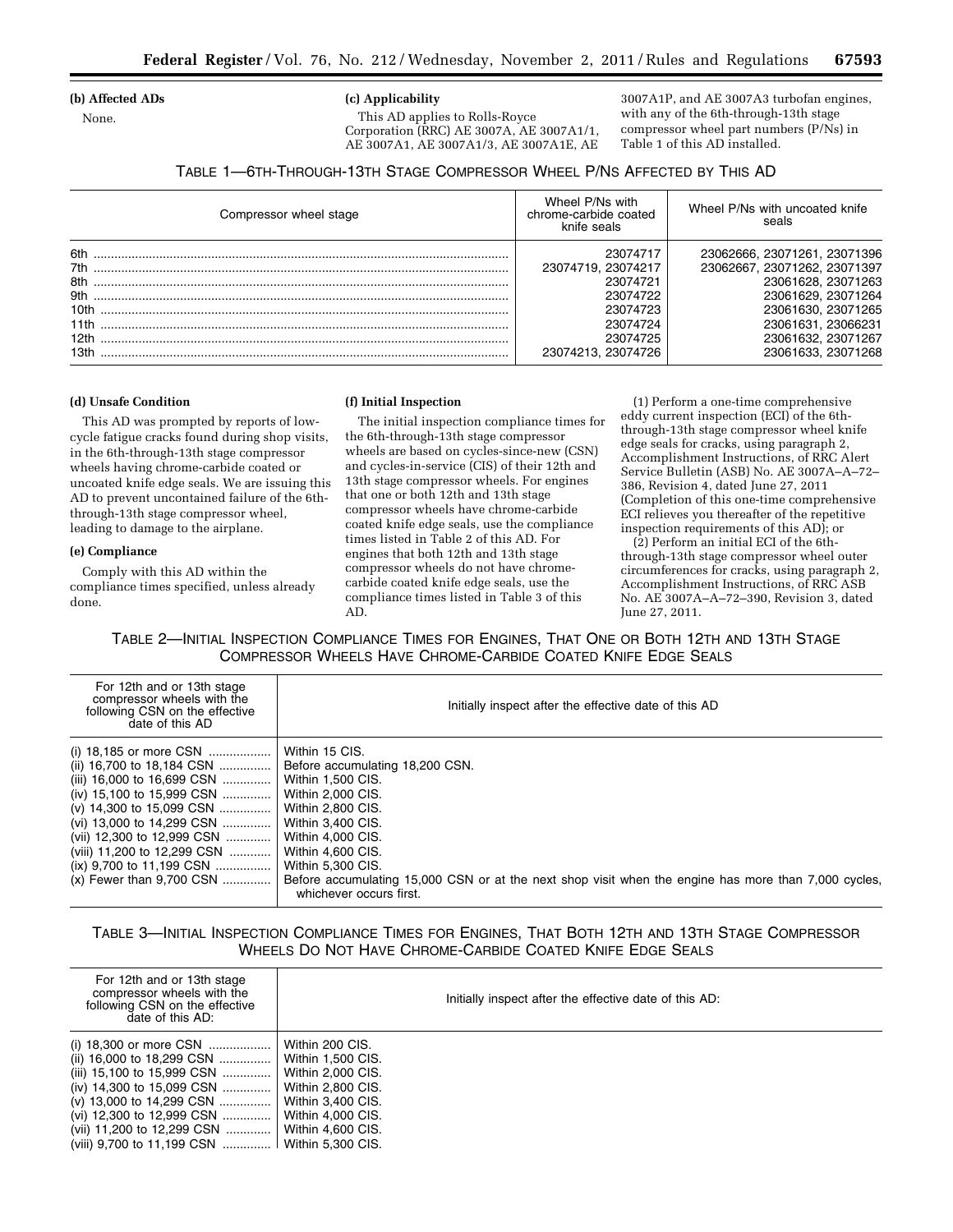**(b) Affected ADs**

None.

**(c) Applicability**

This AD applies to Rolls-Royce Corporation (RRC) AE 3007A, AE 3007A1/1, AE 3007A1, AE 3007A1/3, AE 3007A1E, AE 3007A1P, and AE 3007A3 turbofan engines, with any of the 6th-through-13th stage compressor wheel part numbers (P/Ns) in Table 1 of this AD installed.

TABLE 1—6TH-THROUGH-13TH STAGE COMPRESSOR WHEEL P/NS AFFECTED BY THIS AD

| Compressor wheel stage | Wheel P/Ns with chrome-carbide coated knife seals | Wheel P/Ns with uncoated knife seals |
|---|---|---|
| 6th | 23074717 | 23062666, 23071261, 23071396 |
| 7th | 23074719, 23074217 | 23062667, 23071262, 23071397 |
| 8th | 23074721 | 23061628, 23071263 |
| 9th | 23074722 | 23061629, 23071264 |
| 10th | 23074723 | 23061630, 23071265 |
| 11th | 23074724 | 23061631, 23066231 |
| 12th | 23074725 | 23061632, 23071267 |
| 13th | 23074213, 23074726 | 23061633, 23071268 |

**(d) Unsafe Condition**

This AD was prompted by reports of low-cycle fatigue cracks found during shop visits, in the 6th-through-13th stage compressor wheels having chrome-carbide coated or uncoated knife edge seals. We are issuing this AD to prevent uncontained failure of the 6th-through-13th stage compressor wheel, leading to damage to the airplane.

**(e) Compliance**

Comply with this AD within the compliance times specified, unless already done.

**(f) Initial Inspection**

The initial inspection compliance times for the 6th-through-13th stage compressor wheels are based on cycles-since-new (CSN) and cycles-in-service (CIS) of their 12th and 13th stage compressor wheels. For engines that one or both 12th and 13th stage compressor wheels have chrome-carbide coated knife edge seals, use the compliance times listed in Table 2 of this AD. For engines that both 12th and 13th stage compressor wheels do not have chrome-carbide coated knife edge seals, use the compliance times listed in Table 3 of this AD.

(1) Perform a one-time comprehensive eddy current inspection (ECI) of the 6th-through-13th stage compressor wheel knife edge seals for cracks, using paragraph 2, Accomplishment Instructions, of RRC Alert Service Bulletin (ASB) No. AE 3007A–A–72–386, Revision 4, dated June 27, 2011 (Completion of this one-time comprehensive ECI relieves you thereafter of the repetitive inspection requirements of this AD); or

(2) Perform an initial ECI of the 6th-through-13th stage compressor wheel outer circumferences for cracks, using paragraph 2, Accomplishment Instructions, of RRC ASB No. AE 3007A–A–72–390, Revision 3, dated June 27, 2011.

TABLE 2—INITIAL INSPECTION COMPLIANCE TIMES FOR ENGINES, THAT ONE OR BOTH 12TH AND 13TH STAGE COMPRESSOR WHEELS HAVE CHROME-CARBIDE COATED KNIFE EDGE SEALS

| For 12th and or 13th stage compressor wheels with the following CSN on the effective date of this AD | Initially inspect after the effective date of this AD |
|---|---|
| (i) 18,185 or more CSN | Within 15 CIS. |
| (ii) 16,700 to 18,184 CSN | Before accumulating 18,200 CSN. |
| (iii) 16,000 to 16,699 CSN | Within 1,500 CIS. |
| (iv) 15,100 to 15,999 CSN | Within 2,000 CIS. |
| (v) 14,300 to 15,099 CSN | Within 2,800 CIS. |
| (vi) 13,000 to 14,299 CSN | Within 3,400 CIS. |
| (vii) 12,300 to 12,999 CSN | Within 4,000 CIS. |
| (viii) 11,200 to 12,299 CSN | Within 4,600 CIS. |
| (ix) 9,700 to 11,199 CSN | Within 5,300 CIS. |
| (x) Fewer than 9,700 CSN | Before accumulating 15,000 CSN or at the next shop visit when the engine has more than 7,000 cycles, whichever occurs first. |

TABLE 3—INITIAL INSPECTION COMPLIANCE TIMES FOR ENGINES, THAT BOTH 12TH AND 13TH STAGE COMPRESSOR WHEELS DO NOT HAVE CHROME-CARBIDE COATED KNIFE EDGE SEALS

| For 12th and or 13th stage compressor wheels with the following CSN on the effective date of this AD: | Initially inspect after the effective date of this AD: |
|---|---|
| (i) 18,300 or more CSN | Within 200 CIS. |
| (ii) 16,000 to 18,299 CSN | Within 1,500 CIS. |
| (iii) 15,100 to 15,999 CSN | Within 2,000 CIS. |
| (iv) 14,300 to 15,099 CSN | Within 2,800 CIS. |
| (v) 13,000 to 14,299 CSN | Within 3,400 CIS. |
| (vi) 12,300 to 12,999 CSN | Within 4,000 CIS. |
| (vii) 11,200 to 12,299 CSN | Within 4,600 CIS. |
| (viii) 9,700 to 11,199 CSN | Within 5,300 CIS. |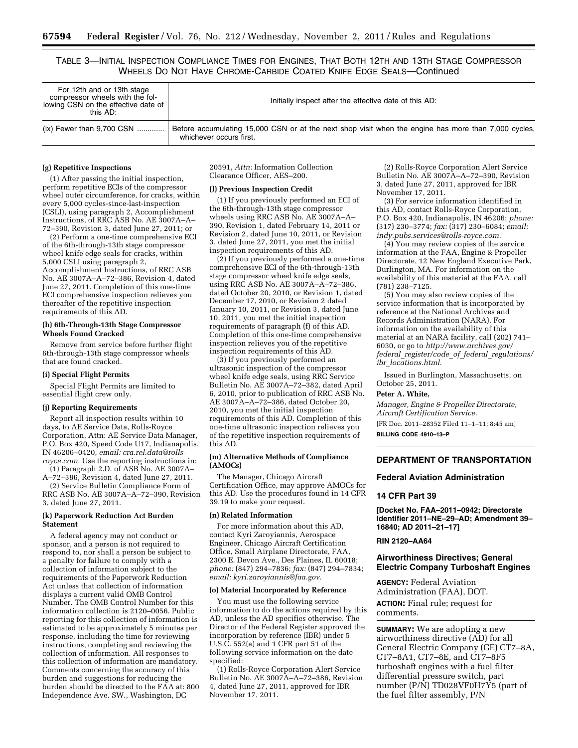TABLE 3—INITIAL INSPECTION COMPLIANCE TIMES FOR ENGINES, THAT BOTH 12TH AND 13TH STAGE COMPRESSOR WHEELS DO NOT HAVE CHROME-CARBIDE COATED KNIFE EDGE SEALS—Continued

| For 12th and or 13th stage compressor wheels with the following CSN on the effective date of this AD: | Initially inspect after the effective date of this AD: |
| --- | --- |
| (ix) Fewer than 9,700 CSN ............. | Before accumulating 15,000 CSN or at the next shop visit when the engine has more than 7,000 cycles, whichever occurs first. |

**(g) Repetitive Inspections**

(1) After passing the initial inspection, perform repetitive ECIs of the compressor wheel outer circumference, for cracks, within every 5,000 cycles-since-last-inspection (CSLI), using paragraph 2, Accomplishment Instructions, of RRC ASB No. AE 3007A–A–72–390, Revision 3, dated June 27, 2011; or

(2) Perform a one-time comprehensive ECI of the 6th-through-13th stage compressor wheel knife edge seals for cracks, within 5,000 CSLI using paragraph 2, Accomplishment Instructions, of RRC ASB No. AE 3007A–A–72–386, Revision 4, dated June 27, 2011. Completion of this one-time ECI comprehensive inspection relieves you thereafter of the repetitive inspection requirements of this AD.

**(h) 6th-Through-13th Stage Compressor Wheels Found Cracked**

Remove from service before further flight 6th-through-13th stage compressor wheels that are found cracked.

**(i) Special Flight Permits**

Special Flight Permits are limited to essential flight crew only.

**(j) Reporting Requirements**

Report all inspection results within 10 days, to AE Service Data, Rolls-Royce Corporation, Attn: AE Service Data Manager, P.O. Box 420, Speed Code U17, Indianapolis, IN 46206–0420, *email: cra.rel.data@rolls-royce.com.* Use the reporting instructions in:

(1) Paragraph 2.D. of ASB No. AE 3007A–A–72–386, Revision 4, dated June 27, 2011.

(2) Service Bulletin Compliance Form of RRC ASB No. AE 3007A–A–72–390, Revision 3, dated June 27, 2011.

**(k) Paperwork Reduction Act Burden Statement**

A federal agency may not conduct or sponsor, and a person is not required to respond to, nor shall a person be subject to a penalty for failure to comply with a collection of information subject to the requirements of the Paperwork Reduction Act unless that collection of information displays a current valid OMB Control Number. The OMB Control Number for this information collection is 2120–0056. Public reporting for this collection of information is estimated to be approximately 5 minutes per response, including the time for reviewing instructions, completing and reviewing the collection of information. All responses to this collection of information are mandatory. Comments concerning the accuracy of this burden and suggestions for reducing the burden should be directed to the FAA at: 800 Independence Ave. SW., Washington, DC 20591, *Attn:* Information Collection Clearance Officer, AES–200.

**(l) Previous Inspection Credit**

(1) If you previously performed an ECI of the 6th-through-13th stage compressor wheels using RRC ASB No. AE 3007A–A–72–390, Revision 1, dated February 14, 2011 or Revision 2, dated June 10, 2011, or Revision 3, dated June 27, 2011, you met the initial inspection requirements of this AD.

(2) If you previously performed a one-time comprehensive ECI of the 6th-through-13th stage compressor wheel knife edge seals, using RRC ASB No. AE 3007A–A–72–386, dated October 20, 2010, or Revision 1, dated December 17, 2010, or Revision 2 dated January 10, 2011, or Revision 3, dated June 10, 2011, you met the initial inspection requirements of paragraph (f) of this AD. Completion of this one-time comprehensive inspection relieves you of the repetitive inspection requirements of this AD.

(3) If you previously performed an ultrasonic inspection of the compressor wheel knife edge seals, using RRC Service Bulletin No. AE 3007A–72–382, dated April 6, 2010, prior to publication of RRC ASB No. AE 3007A–A–72–386, dated October 20, 2010, you met the initial inspection requirements of this AD. Completion of this one-time ultrasonic inspection relieves you of the repetitive inspection requirements of this AD.

**(m) Alternative Methods of Compliance (AMOCs)**

The Manager, Chicago Aircraft Certification Office, may approve AMOCs for this AD. Use the procedures found in 14 CFR 39.19 to make your request.

**(n) Related Information**

For more information about this AD, contact Kyri Zaroyiannis, Aerospace Engineer, Chicago Aircraft Certification Office, Small Airplane Directorate, FAA, 2300 E. Devon Ave., Des Plaines, IL 60018; *phone:* (847) 294–7836; *fax:* (847) 294–7834; *email: kyri.zaroyiannis@faa.gov.*

**(o) Material Incorporated by Reference**

You must use the following service information to do the actions required by this AD, unless the AD specifies otherwise. The Director of the Federal Register approved the incorporation by reference (IBR) under 5 U.S.C. 552(a) and 1 CFR part 51 of the following service information on the date specified:

(1) Rolls-Royce Corporation Alert Service Bulletin No. AE 3007A–A–72–386, Revision 4, dated June 27, 2011, approved for IBR November 17, 2011.

(2) Rolls-Royce Corporation Alert Service Bulletin No. AE 3007A–A–72–390, Revision 3, dated June 27, 2011, approved for IBR November 17, 2011.

(3) For service information identified in this AD, contact Rolls-Royce Corporation, P.O. Box 420, Indianapolis, IN 46206; *phone:* (317) 230–3774; *fax:* (317) 230–6084; *email: indy.pubs.services@rolls-royce.com.*

(4) You may review copies of the service information at the FAA, Engine & Propeller Directorate, 12 New England Executive Park, Burlington, MA. For information on the availability of this material at the FAA, call (781) 238–7125.

(5) You may also review copies of the service information that is incorporated by reference at the National Archives and Records Administration (NARA). For information on the availability of this material at an NARA facility, call (202) 741–6030, or go to *http://www.archives.gov/federal_register/code_of_federal_regulations/ibr_locations.html.*

Issued in Burlington, Massachusetts, on October 25, 2011.

**Peter A. White,**

*Manager, Engine & Propeller Directorate, Aircraft Certification Service.*

[FR Doc. 2011–28352 Filed 11–1–11; 8:45 am]

**BILLING CODE 4910–13–P**

## DEPARTMENT OF TRANSPORTATION

### Federal Aviation Administration

### 14 CFR Part 39

**[Docket No. FAA–2011–0942; Directorate Identifier 2011–NE–29–AD; Amendment 39–16840; AD 2011–21–17]**

**RIN 2120–AA64**

### Airworthiness Directives; General Electric Company Turboshaft Engines

**AGENCY:** Federal Aviation Administration (FAA), DOT.

**ACTION:** Final rule; request for comments.

**SUMMARY:** We are adopting a new airworthiness directive (AD) for all General Electric Company (GE) CT7–8A, CT7–8A1, CT7–8E, and CT7–8F5 turboshaft engines with a fuel filter differential pressure switch, part number (P/N) TD028VF0H7Y5 (part of the fuel filter assembly, P/N